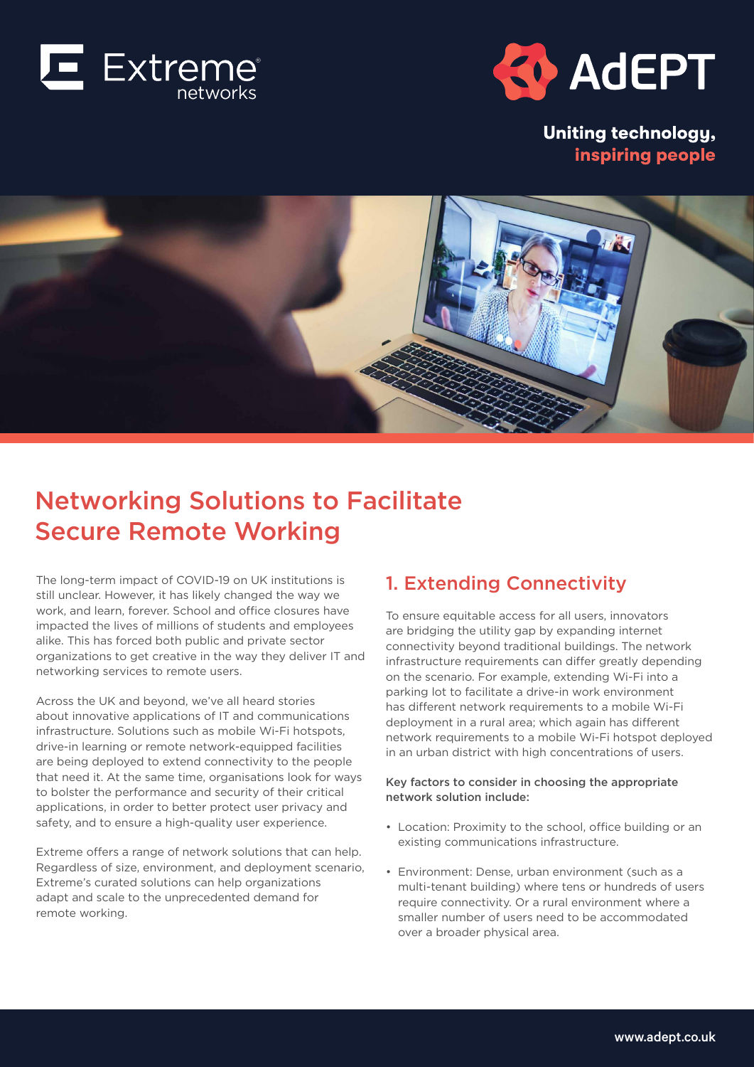Uniting technology, inspiring people

# Networking Solutions to Facilitate Secure Remote Working

The long-term impact of COVID-19 on UK institutions is still unclear. However, it has likely changed the way we work, and learn, forever. School and office closures have impacted the lives of millions of students and employees alike. This has forced both public and private sector organizations to get creative in the way they deliver IT and networking services to remote users.

Across the UK and beyond, we've all heard stories about innovative applications of IT and communications infrastructure. Solutions such as mobile Wi-Fi hotspots, drive-in learning or remote network-equipped facilities are being deployed to extend connectivity to the people that need it. At the same time, organisations look for ways to bolster the performance and security of their critical applications, in order to better protect user privacy and safety, and to ensure a high-quality user experience.

Extreme offers a range of network solutions that can help. Regardless of size, environment, and deployment scenario, Extreme's curated solutions can help organizations adapt and scale to the unprecedented demand for remote working.

## 1. Extending Connectivity

To ensure equitable access for all users, innovators are bridging the utility gap by expanding internet connectivity beyond traditional buildings. The network infrastructure requirements can differ greatly depending on the scenario. For example, extending Wi-Fi into a parking lot to facilitate a drive-in work environment has different network requirements to a mobile Wi-Fi deployment in a rural area; which again has different network requirements to a mobile Wi-Fi hotspot deployed in an urban district with high concentrations of users.

**Key factors to consider in choosing the appropriate network solution include:**

- Location: Proximity to the school, office building or an existing communications infrastructure.
- Environment: Dense, urban environment (such as a multi-tenant building) where tens or hundreds of users require connectivity. Or a rural environment where a smaller number of users need to be accommodated over a broader physical area.

www.adept.co.uk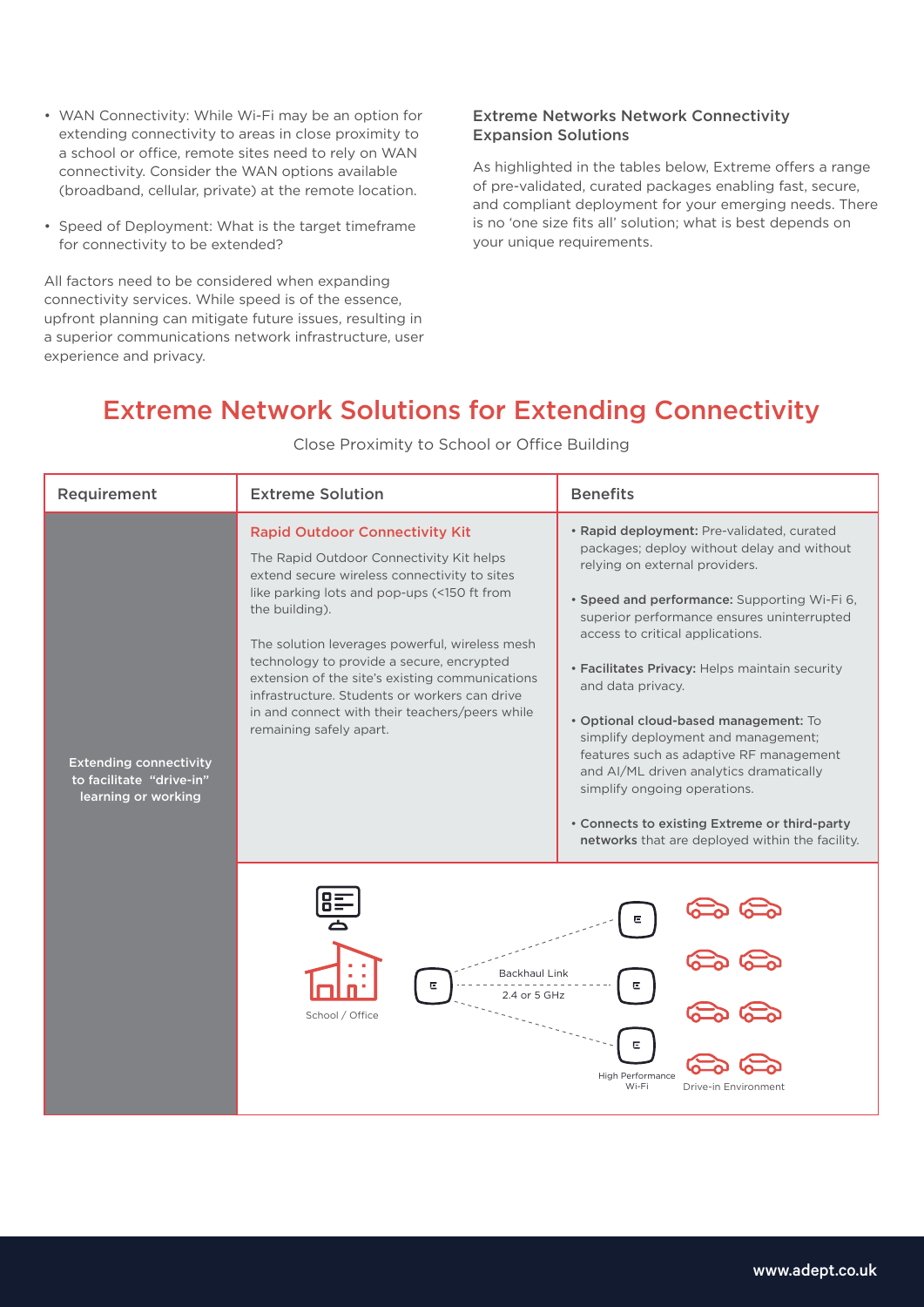- WAN Connectivity: While Wi-Fi may be an option for extending connectivity to areas in close proximity to a school or office, remote sites need to rely on WAN connectivity. Consider the WAN options available (broadband, cellular, private) at the remote location.
- Speed of Deployment: What is the target timeframe for connectivity to be extended?

All factors need to be considered when expanding connectivity services. While speed is of the essence, upfront planning can mitigate future issues, resulting in a superior communications network infrastructure, user experience and privacy.

### Extreme Networks Network Connectivity Expansion Solutions

As highlighted in the tables below, Extreme offers a range of pre-validated, curated packages enabling fast, secure, and compliant deployment for your emerging needs. There is no 'one size fits all' solution; what is best depends on your unique requirements.

## Extreme Network Solutions for Extending Connectivity

Close Proximity to School or Office Building

| Requirement | Extreme Solution | Benefits |
|---|---|---|
| Extending connectivity to facilitate "drive-in" learning or working | **Rapid Outdoor Connectivity Kit**<br><br>The Rapid Outdoor Connectivity Kit helps extend secure wireless connectivity to sites like parking lots and pop-ups (<150 ft from the building).<br><br>The solution leverages powerful, wireless mesh technology to provide a secure, encrypted extension of the site's existing communications infrastructure. Students or workers can drive in and connect with their teachers/peers while remaining safely apart. | • **Rapid deployment:** Pre-validated, curated packages; deploy without delay and without relying on external providers.<br><br>• **Speed and performance:** Supporting Wi-Fi 6, superior performance ensures uninterrupted access to critical applications.<br><br>• **Facilitates Privacy:** Helps maintain security and data privacy.<br><br>• **Optional cloud-based management:** To simplify deployment and management; features such as adaptive RF management and AI/ML driven analytics dramatically simplify ongoing operations.<br><br>• **Connects to existing Extreme or third-party networks** that are deployed within the facility. |

School / Office

Backhaul Link

2.4 or 5 GHz

High Performance Wi-Fi

Drive-in Environment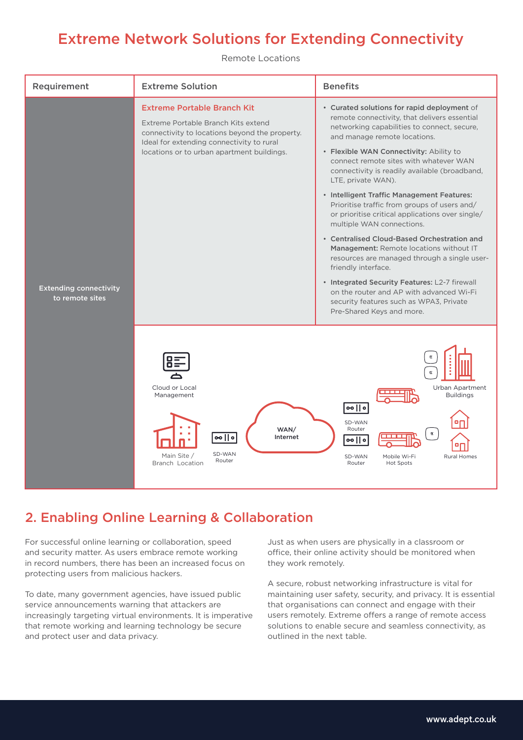# Extreme Network Solutions for Extending Connectivity

Remote Locations

| Requirement | Extreme Solution | Benefits |
|---|---|---|
| Extending connectivity to remote sites | **Extreme Portable Branch Kit**<br><br>Extreme Portable Branch Kits extend connectivity to locations beyond the property. Ideal for extending connectivity to rural locations or to urban apartment buildings. | • **Curated solutions for rapid deployment** of remote connectivity, that delivers essential networking capabilities to connect, secure, and manage remote locations.<br>• **Flexible WAN Connectivity:** Ability to connect remote sites with whatever WAN connectivity is readily available (broadband, LTE, private WAN).<br>• **Intelligent Traffic Management Features:** Prioritise traffic from groups of users and/ or prioritise critical applications over single/ multiple WAN connections.<br>• **Centralised Cloud-Based Orchestration and Management:** Remote locations without IT resources are managed through a single user-friendly interface.<br>• **Integrated Security Features:** L2-7 firewall on the router and AP with advanced Wi-Fi security features such as WPA3, Private Pre-Shared Keys and more. |

Cloud or Local Management
Main Site / Branch Location
SD-WAN Router
WAN/ Internet
SD-WAN Router
SD-WAN Router
Mobile Wi-Fi Hot Spots
Urban Apartment Buildings
Rural Homes

## 2. Enabling Online Learning & Collaboration

For successful online learning or collaboration, speed and security matter. As users embrace remote working in record numbers, there has been an increased focus on protecting users from malicious hackers.

To date, many government agencies, have issued public service announcements warning that attackers are increasingly targeting virtual environments. It is imperative that remote working and learning technology be secure and protect user and data privacy.

Just as when users are physically in a classroom or office, their online activity should be monitored when they work remotely.

A secure, robust networking infrastructure is vital for maintaining user safety, security, and privacy. It is essential that organisations can connect and engage with their users remotely. Extreme offers a range of remote access solutions to enable secure and seamless connectivity, as outlined in the next table.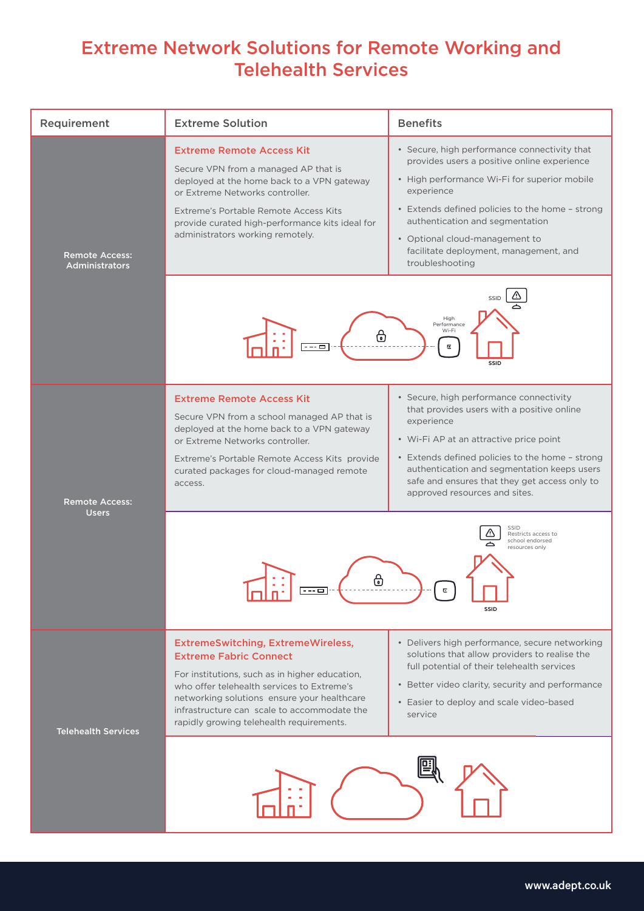# Extreme Network Solutions for Remote Working and Telehealth Services

| Requirement | Extreme Solution | Benefits |
| --- | --- | --- |
| Remote Access: Administrators | **Extreme Remote Access Kit**<br><br>Secure VPN from a managed AP that is deployed at the home back to a VPN gateway or Extreme Networks controller.<br><br>Extreme's Portable Remote Access Kits provide curated high-performance kits ideal for administrators working remotely. | • Secure, high performance connectivity that provides users a positive online experience<br>• High performance Wi-Fi for superior mobile experience<br>• Extends defined policies to the home – strong authentication and segmentation<br>• Optional cloud-management to facilitate deployment, management, and troubleshooting |
| Remote Access: Users | **Extreme Remote Access Kit**<br><br>Secure VPN from a school managed AP that is deployed at the home back to a VPN gateway or Extreme Networks controller.<br><br>Extreme's Portable Remote Access Kits provide curated packages for cloud-managed remote access. | • Secure, high performance connectivity that provides users with a positive online experience<br>• Wi-Fi AP at an attractive price point<br>• Extends defined policies to the home – strong authentication and segmentation keeps users safe and ensures that they get access only to approved resources and sites. |
| Telehealth Services | **ExtremeSwitching, ExtremeWireless, Extreme Fabric Connect**<br><br>For institutions, such as in higher education, who offer telehealth services to Extreme's networking solutions ensure your healthcare infrastructure can scale to accommodate the rapidly growing telehealth requirements. | • Delivers high performance, secure networking solutions that allow providers to realise the full potential of their telehealth services<br>• Better video clarity, security and performance<br>• Easier to deploy and scale video-based service |

SSID

High Performance Wi-Fi

SSID

SSID Restricts access to school endorsed resources only

SSID

www.adept.co.uk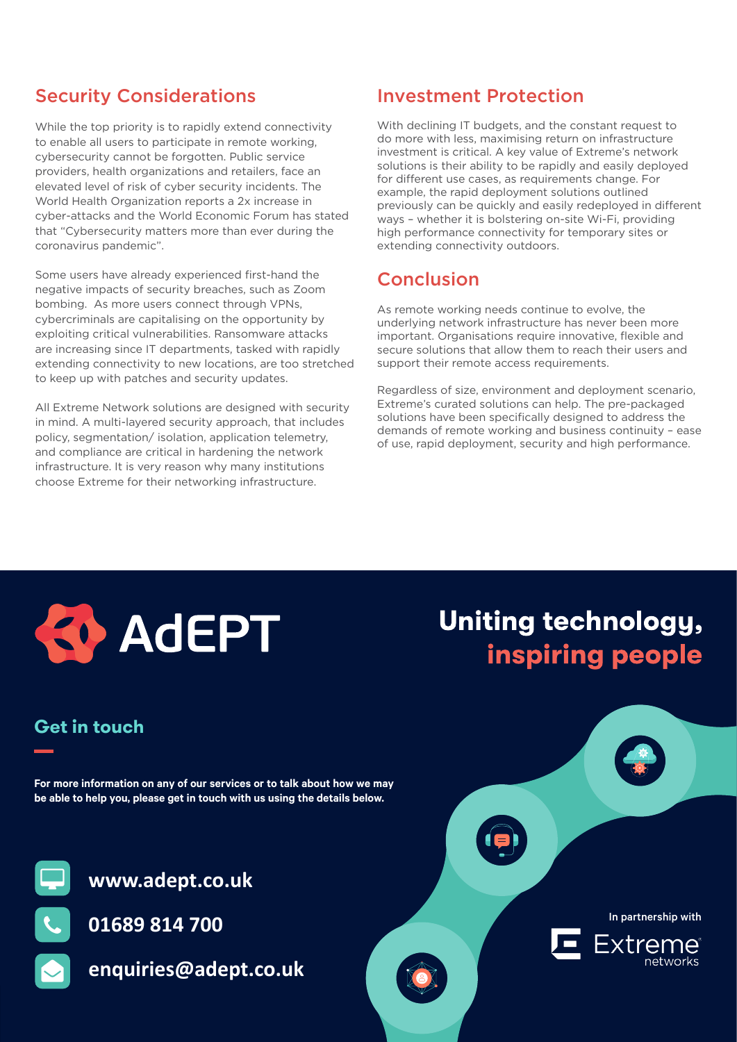## Security Considerations

While the top priority is to rapidly extend connectivity to enable all users to participate in remote working, cybersecurity cannot be forgotten. Public service providers, health organizations and retailers, face an elevated level of risk of cyber security incidents. The World Health Organization reports a 2x increase in cyber-attacks and the World Economic Forum has stated that “Cybersecurity matters more than ever during the coronavirus pandemic”.

Some users have already experienced first-hand the negative impacts of security breaches, such as Zoom bombing. As more users connect through VPNs, cybercriminals are capitalising on the opportunity by exploiting critical vulnerabilities. Ransomware attacks are increasing since IT departments, tasked with rapidly extending connectivity to new locations, are too stretched to keep up with patches and security updates.

All Extreme Network solutions are designed with security in mind. A multi-layered security approach, that includes policy, segmentation/ isolation, application telemetry, and compliance are critical in hardening the network infrastructure. It is very reason why many institutions choose Extreme for their networking infrastructure.

## Investment Protection

With declining IT budgets, and the constant request to do more with less, maximising return on infrastructure investment is critical. A key value of Extreme’s network solutions is their ability to be rapidly and easily deployed for different use cases, as requirements change. For example, the rapid deployment solutions outlined previously can be quickly and easily redeployed in different ways – whether it is bolstering on-site Wi-Fi, providing high performance connectivity for temporary sites or extending connectivity outdoors.

## Conclusion

As remote working needs continue to evolve, the underlying network infrastructure has never been more important. Organisations require innovative, flexible and secure solutions that allow them to reach their users and support their remote access requirements.

Regardless of size, environment and deployment scenario, Extreme’s curated solutions can help. The pre-packaged solutions have been specifically designed to address the demands of remote working and business continuity – ease of use, rapid deployment, security and high performance.

AdEPT

**Uniting technology, inspiring people**

### Get in touch

**For more information on any of our services or to talk about how we may be able to help you, please get in touch with us using the details below.**

**www.adept.co.uk**

**01689 814 700**

**enquiries@adept.co.uk**

In partnership with

Extreme networks